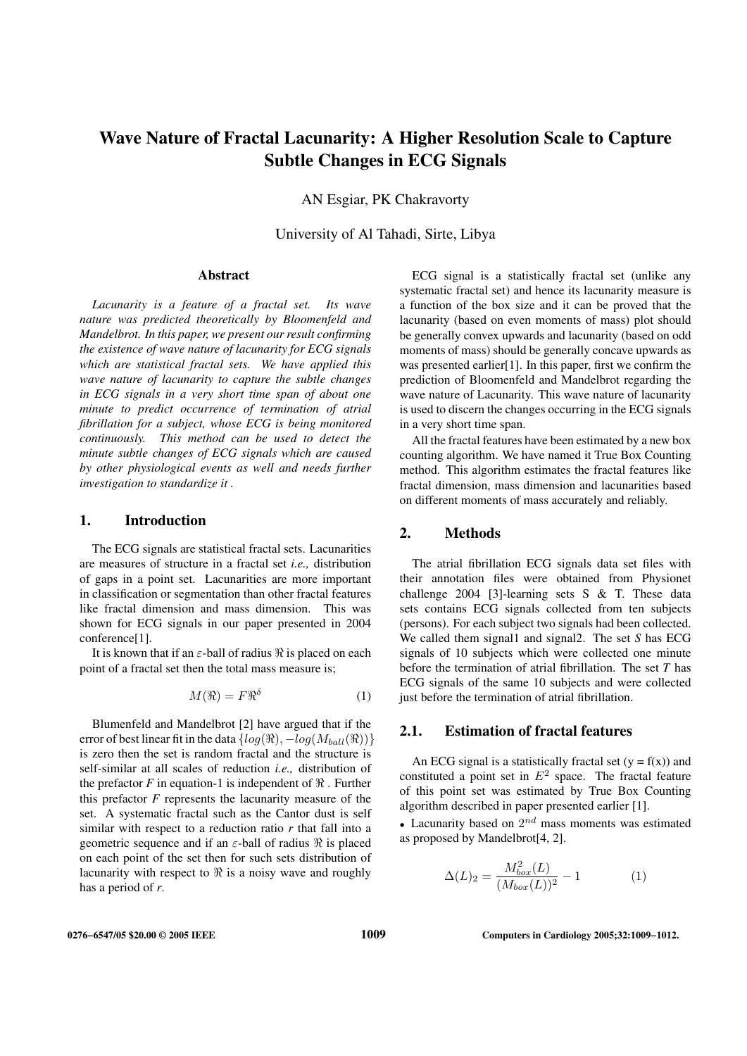# Wave Nature of Fractal Lacunarity: A Higher Resolution Scale to Capture Subtle Changes in ECG Signals

AN Esgiar, PK Chakravorty

University of Al Tahadi, Sirte, Libya

## Abstract

*Lacunarity is a feature of a fractal set. Its wave nature was predicted theoretically by Bloomenfeld and Mandelbrot. In this paper, we present our result confirming the existence of wave nature of lacunarity for ECG signals which are statistical fractal sets. We have applied this wave nature of lacunarity to capture the subtle changes in ECG signals in a very short time span of about one minute to predict occurrence of termination of atrial fibrillation for a subject, whose ECG is being monitored continuously. This method can be used to detect the minute subtle changes of ECG signals which are caused by other physiological events as well and needs further investigation to standardize it .*

## 1. Introduction

The ECG signals are statistical fractal sets. Lacunarities are measures of structure in a fractal set *i.e.,* distribution of gaps in a point set. Lacunarities are more important in classification or segmentation than other fractal features like fractal dimension and mass dimension. This was shown for ECG signals in our paper presented in 2004 conference[1].

It is known that if an $\varepsilon$-ball of radius $\Re$ is placed on each point of a fractal set then the total mass measure is;

$$M(\Re) = F\Re^{\delta} \tag{1}$$

Blumenfeld and Mandelbrot [2] have argued that if the error of best linear fit in the data $\{log(\Re), -log(M_{ball}(\Re))\}$ is zero then the set is random fractal and the structure is self-similar at all scales of reduction *i.e.,* distribution of the prefactor *F* in equation-1 is independent of $\Re$ . Further this prefactor *F* represents the lacunarity measure of the set. A systematic fractal such as the Cantor dust is self similar with respect to a reduction ratio *r* that fall into a geometric sequence and if an $\varepsilon$-ball of radius $\Re$ is placed on each point of the set then for such sets distribution of lacunarity with respect to $\Re$ is a noisy wave and roughly has a period of *r*.

ECG signal is a statistically fractal set (unlike any systematic fractal set) and hence its lacunarity measure is a function of the box size and it can be proved that the lacunarity (based on even moments of mass) plot should be generally convex upwards and lacunarity (based on odd moments of mass) should be generally concave upwards as was presented earlier[1]. In this paper, first we confirm the prediction of Bloomenfeld and Mandelbrot regarding the wave nature of Lacunarity. This wave nature of lacunarity is used to discern the changes occurring in the ECG signals in a very short time span.

All the fractal features have been estimated by a new box counting algorithm. We have named it True Box Counting method. This algorithm estimates the fractal features like fractal dimension, mass dimension and lacunarities based on different moments of mass accurately and reliably.

## 2. Methods

The atrial fibrillation ECG signals data set files with their annotation files were obtained from Physionet challenge 2004 [3]-learning sets S & T. These data sets contains ECG signals collected from ten subjects (persons). For each subject two signals had been collected. We called them signal1 and signal2. The set *S* has ECG signals of 10 subjects which were collected one minute before the termination of atrial fibrillation. The set *T* has ECG signals of the same 10 subjects and were collected just before the termination of atrial fibrillation.

### 2.1. Estimation of fractal features

An ECG signal is a statistically fractal set (y = f(x)) and constituted a point set in $E^2$ space. The fractal feature of this point set was estimated by True Box Counting algorithm described in paper presented earlier [1].

- Lacunarity based on $2^{nd}$ mass moments was estimated as proposed by Mandelbrot[4, 2].

$$\Delta(L)_2 = \frac{M^2_{box}(L)}{(M_{box}(L))^2} - 1 \tag{1}$$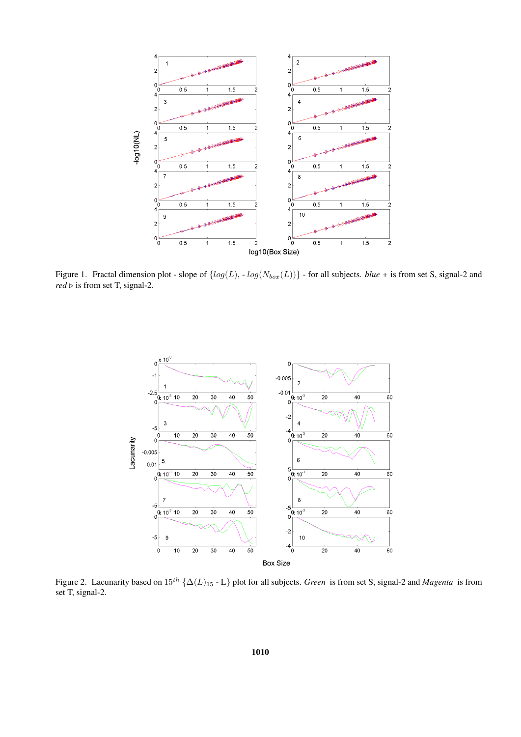Figure 1. Fractal dimension plot - slope of $\{log(L), -log(N_{box}(L))\}$ - for all subjects. *blue* + is from set S, signal-2 and *red* $\triangleright$ is from set T, signal-2.

Figure 2. Lacunarity based on $15^{th}$ $\{\Delta(L)_{15}$ - L$\}$ plot for all subjects. *Green* is from set S, signal-2 and *Magenta* is from set T, signal-2.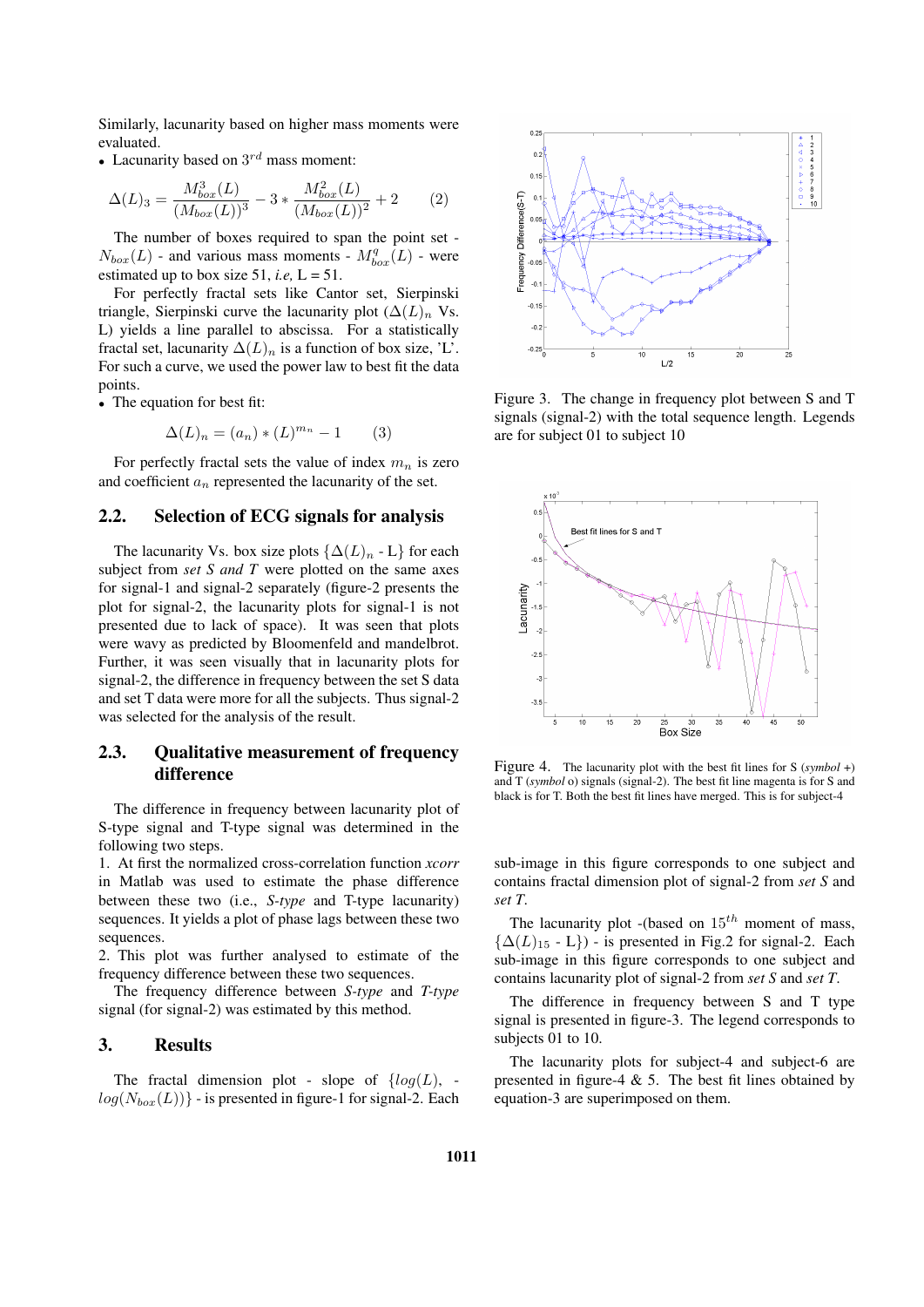Similarly, lacunarity based on higher mass moments were evaluated.

- Lacunarity based on $3^{rd}$ mass moment:

$$\Delta(L)_3 = \frac{M^3_{box}(L)}{(M_{box}(L))^3} - 3 * \frac{M^2_{box}(L)}{(M_{box}(L))^2} + 2 \qquad (2)$$

The number of boxes required to span the point set - $N_{box}(L)$ - and various mass moments - $M^q_{box}(L)$ - were estimated up to box size 51, *i.e,* L = 51.

For perfectly fractal sets like Cantor set, Sierpinski triangle, Sierpinski curve the lacunarity plot ($\Delta(L)_n$ Vs. L) yields a line parallel to abscissa. For a statistically fractal set, lacunarity $\Delta(L)_n$ is a function of box size, 'L'. For such a curve, we used the power law to best fit the data points.

- The equation for best fit:

$$\Delta(L)_n = (a_n) * (L)^{m_n} - 1 \qquad (3)$$

For perfectly fractal sets the value of index $m_n$ is zero and coefficient $a_n$ represented the lacunarity of the set.

## 2.2. Selection of ECG signals for analysis

The lacunarity Vs. box size plots $\{\Delta(L)_n$ - L$\}$ for each subject from *set S and T* were plotted on the same axes for signal-1 and signal-2 separately (figure-2 presents the plot for signal-2, the lacunarity plots for signal-1 is not presented due to lack of space). It was seen that plots were wavy as predicted by Bloomenfeld and mandelbrot. Further, it was seen visually that in lacunarity plots for signal-2, the difference in frequency between the set S data and set T data were more for all the subjects. Thus signal-2 was selected for the analysis of the result.

## 2.3. Qualitative measurement of frequency difference

The difference in frequency between lacunarity plot of S-type signal and T-type signal was determined in the following two steps.

1. At first the normalized cross-correlation function *xcorr* in Matlab was used to estimate the phase difference between these two (i.e., *S-type* and T-type lacunarity) sequences. It yields a plot of phase lags between these two sequences.
2. This plot was further analysed to estimate of the frequency difference between these two sequences.

The frequency difference between *S-type* and *T-type* signal (for signal-2) was estimated by this method.

## 3. Results

The fractal dimension plot - slope of $\{log(L)$, - $log(N_{box}(L))\}$ - is presented in figure-1 for signal-2. Each sub-image in this figure corresponds to one subject and contains fractal dimension plot of signal-2 from *set S* and *set T*.

The lacunarity plot -(based on $15^{th}$ moment of mass, $\{\Delta(L)_{15}$ - L$\}$) - is presented in Fig.2 for signal-2. Each sub-image in this figure corresponds to one subject and contains lacunarity plot of signal-2 from *set S* and *set T*.

The difference in frequency between S and T type signal is presented in figure-3. The legend corresponds to subjects 01 to 10.

The lacunarity plots for subject-4 and subject-6 are presented in figure-4 & 5. The best fit lines obtained by equation-3 are superimposed on them.

Figure 3. The change in frequency plot between S and T signals (signal-2) with the total sequence length. Legends are for subject 01 to subject 10

Figure 4. The lacunarity plot with the best fit lines for S (*symbol +*) and T (*symbol o*) signals (signal-2). The best fit line magenta is for S and black is for T. Both the best fit lines have merged. This is for subject-4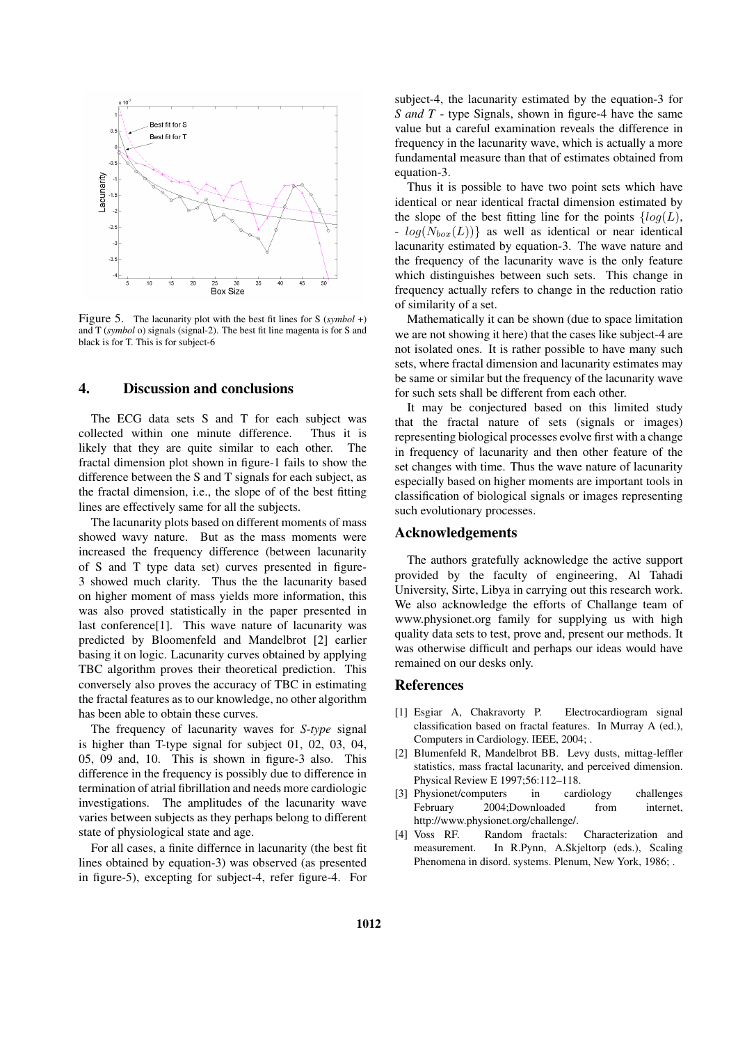x $10^{-3}$

Best fit for S

Best fit for T

Lacunarity

Box Size

1
0.5
0
-0.5
-1
-1.5
-2
-2.5
-3
-3.5
-4

5 10 15 20 25 30 35 40 45 50

Figure 5. The lacunarity plot with the best fit lines for S (*symbol* +) and T (*symbol* o) signals (signal-2). The best fit line magenta is for S and black is for T. This is for subject-6

## 4. Discussion and conclusions

The ECG data sets S and T for each subject was collected within one minute difference. Thus it is likely that they are quite similar to each other. The fractal dimension plot shown in figure-1 fails to show the difference between the S and T signals for each subject, as the fractal dimension, i.e., the slope of of the best fitting lines are effectively same for all the subjects.

The lacunarity plots based on different moments of mass showed wavy nature. But as the mass moments were increased the frequency difference (between lacunarity of S and T type data set) curves presented in figure-3 showed much clarity. Thus the the lacunarity based on higher moment of mass yields more information, this was also proved statistically in the paper presented in last conference[1]. This wave nature of lacunarity was predicted by Bloomenfeld and Mandelbrot [2] earlier basing it on logic. Lacunarity curves obtained by applying TBC algorithm proves their theoretical prediction. This conversely also proves the accuracy of TBC in estimating the fractal features as to our knowledge, no other algorithm has been able to obtain these curves.

The frequency of lacunarity waves for *S-type* signal is higher than T-type signal for subject 01, 02, 03, 04, 05, 09 and, 10. This is shown in figure-3 also. This difference in the frequency is possibly due to difference in termination of atrial fibrillation and needs more cardiologic investigations. The amplitudes of the lacunarity wave varies between subjects as they perhaps belong to different state of physiological state and age.

For all cases, a finite differnce in lacunarity (the best fit lines obtained by equation-3) was observed (as presented in figure-5), excepting for subject-4, refer figure-4. For subject-4, the lacunarity estimated by the equation-3 for *S and T* - type Signals, shown in figure-4 have the same value but a careful examination reveals the difference in frequency in the lacunarity wave, which is actually a more fundamental measure than that of estimates obtained from equation-3.

Thus it is possible to have two point sets which have identical or near identical fractal dimension estimated by the slope of the best fitting line for the points $\{log(L),$ $-\ log(N_{box}(L))\}$ as well as identical or near identical lacunarity estimated by equation-3. The wave nature and the frequency of the lacunarity wave is the only feature which distinguishes between such sets. This change in frequency actually refers to change in the reduction ratio of similarity of a set.

Mathematically it can be shown (due to space limitation we are not showing it here) that the cases like subject-4 are not isolated ones. It is rather possible to have many such sets, where fractal dimension and lacunarity estimates may be same or similar but the frequency of the lacunarity wave for such sets shall be different from each other.

It may be conjectured based on this limited study that the fractal nature of sets (signals or images) representing biological processes evolve first with a change in frequency of lacunarity and then other feature of the set changes with time. Thus the wave nature of lacunarity especially based on higher moments are important tools in classification of biological signals or images representing such evolutionary processes.

## Acknowledgements

The authors gratefully acknowledge the active support provided by the faculty of engineering, Al Tahadi University, Sirte, Libya in carrying out this research work. We also acknowledge the efforts of Challange team of www.physionet.org family for supplying us with high quality data sets to test, prove and, present our methods. It was otherwise difficult and perhaps our ideas would have remained on our desks only.

## References

[1] Esgiar A, Chakravorty P. Electrocardiogram signal classification based on fractal features. In Murray A (ed.), Computers in Cardiology. IEEE, 2004; .

[2] Blumenfeld R, Mandelbrot BB. Levy dusts, mittag-leffler statistics, mass fractal lacunarity, and perceived dimension. Physical Review E 1997;56:112–118.

[3] Physionet/computers in cardiology challenges February 2004;Downloaded from internet, http://www.physionet.org/challenge/.

[4] Voss RF. Random fractals: Characterization and measurement. In R.Pynn, A.Skjeltorp (eds.), Scaling Phenomena in disord. systems. Plenum, New York, 1986; .